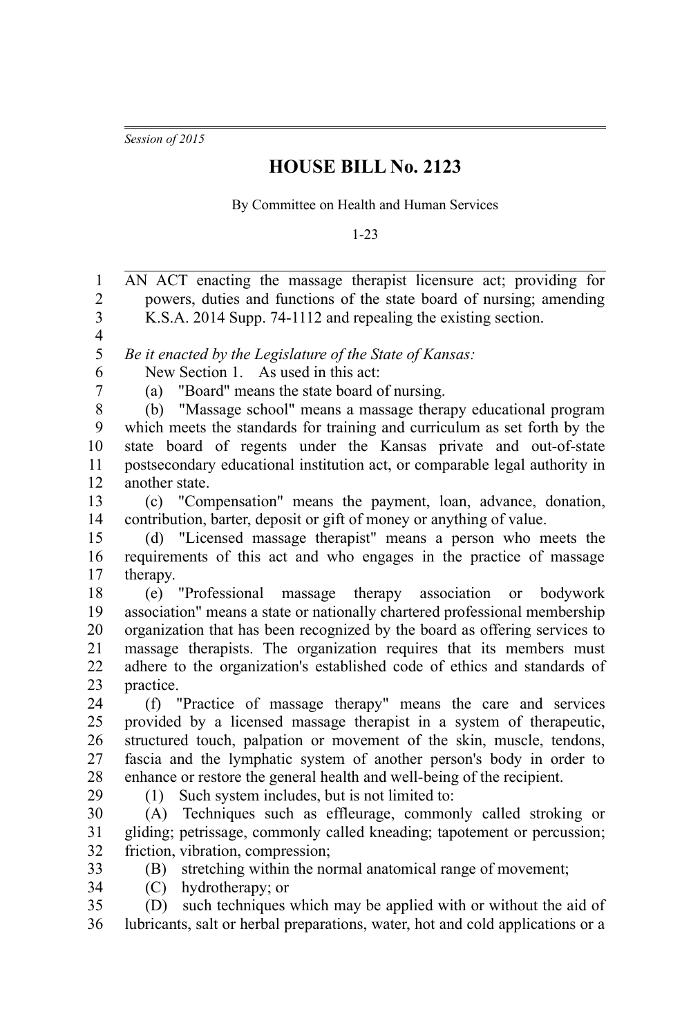*Session of 2015*

# HOUSE BILL No. 2123

By Committee on Health and Human Services

1-23

AN ACT enacting the massage therapist licensure act; providing for powers, duties and functions of the state board of nursing; amending K.S.A. 2014 Supp. 74-1112 and repealing the existing section.

*Be it enacted by the Legislature of the State of Kansas:*

New Section 1. As used in this act:

(a) "Board" means the state board of nursing.

(b) "Massage school" means a massage therapy educational program which meets the standards for training and curriculum as set forth by the state board of regents under the Kansas private and out-of-state postsecondary educational institution act, or comparable legal authority in another state.

(c) "Compensation" means the payment, loan, advance, donation, contribution, barter, deposit or gift of money or anything of value.

(d) "Licensed massage therapist" means a person who meets the requirements of this act and who engages in the practice of massage therapy.

(e) "Professional massage therapy association or bodywork association" means a state or nationally chartered professional membership organization that has been recognized by the board as offering services to massage therapists. The organization requires that its members must adhere to the organization's established code of ethics and standards of practice.

(f) "Practice of massage therapy" means the care and services provided by a licensed massage therapist in a system of therapeutic, structured touch, palpation or movement of the skin, muscle, tendons, fascia and the lymphatic system of another person's body in order to enhance or restore the general health and well-being of the recipient.

(1) Such system includes, but is not limited to:

(A) Techniques such as effleurage, commonly called stroking or gliding; petrissage, commonly called kneading; tapotement or percussion; friction, vibration, compression;

(B) stretching within the normal anatomical range of movement;

(C) hydrotherapy; or

(D) such techniques which may be applied with or without the aid of lubricants, salt or herbal preparations, water, hot and cold applications or a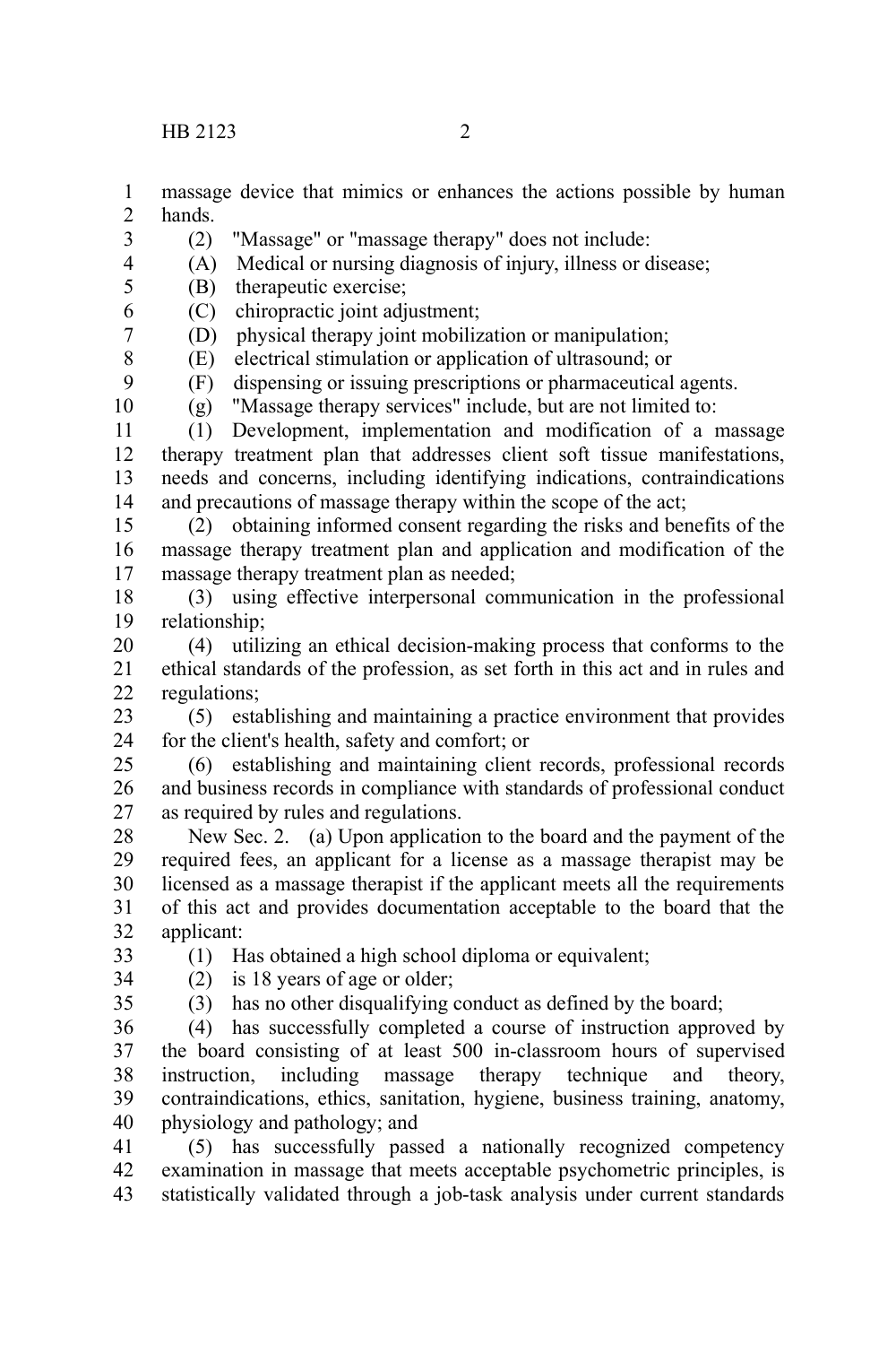massage device that mimics or enhances the actions possible by human hands.

(2) "Massage" or "massage therapy" does not include:

(A) Medical or nursing diagnosis of injury, illness or disease;

(B) therapeutic exercise;

(C) chiropractic joint adjustment;

(D) physical therapy joint mobilization or manipulation;

(E) electrical stimulation or application of ultrasound; or

(F) dispensing or issuing prescriptions or pharmaceutical agents.

(g) "Massage therapy services" include, but are not limited to:

(1) Development, implementation and modification of a massage therapy treatment plan that addresses client soft tissue manifestations, needs and concerns, including identifying indications, contraindications and precautions of massage therapy within the scope of the act;

(2) obtaining informed consent regarding the risks and benefits of the massage therapy treatment plan and application and modification of the massage therapy treatment plan as needed;

(3) using effective interpersonal communication in the professional relationship;

(4) utilizing an ethical decision-making process that conforms to the ethical standards of the profession, as set forth in this act and in rules and regulations;

(5) establishing and maintaining a practice environment that provides for the client's health, safety and comfort; or

(6) establishing and maintaining client records, professional records and business records in compliance with standards of professional conduct as required by rules and regulations.

New Sec. 2. (a) Upon application to the board and the payment of the required fees, an applicant for a license as a massage therapist may be licensed as a massage therapist if the applicant meets all the requirements of this act and provides documentation acceptable to the board that the applicant:

(1) Has obtained a high school diploma or equivalent;

(2) is 18 years of age or older;

(3) has no other disqualifying conduct as defined by the board;

(4) has successfully completed a course of instruction approved by the board consisting of at least 500 in-classroom hours of supervised instruction, including massage therapy technique and theory, contraindications, ethics, sanitation, hygiene, business training, anatomy, physiology and pathology; and

(5) has successfully passed a nationally recognized competency examination in massage that meets acceptable psychometric principles, is statistically validated through a job-task analysis under current standards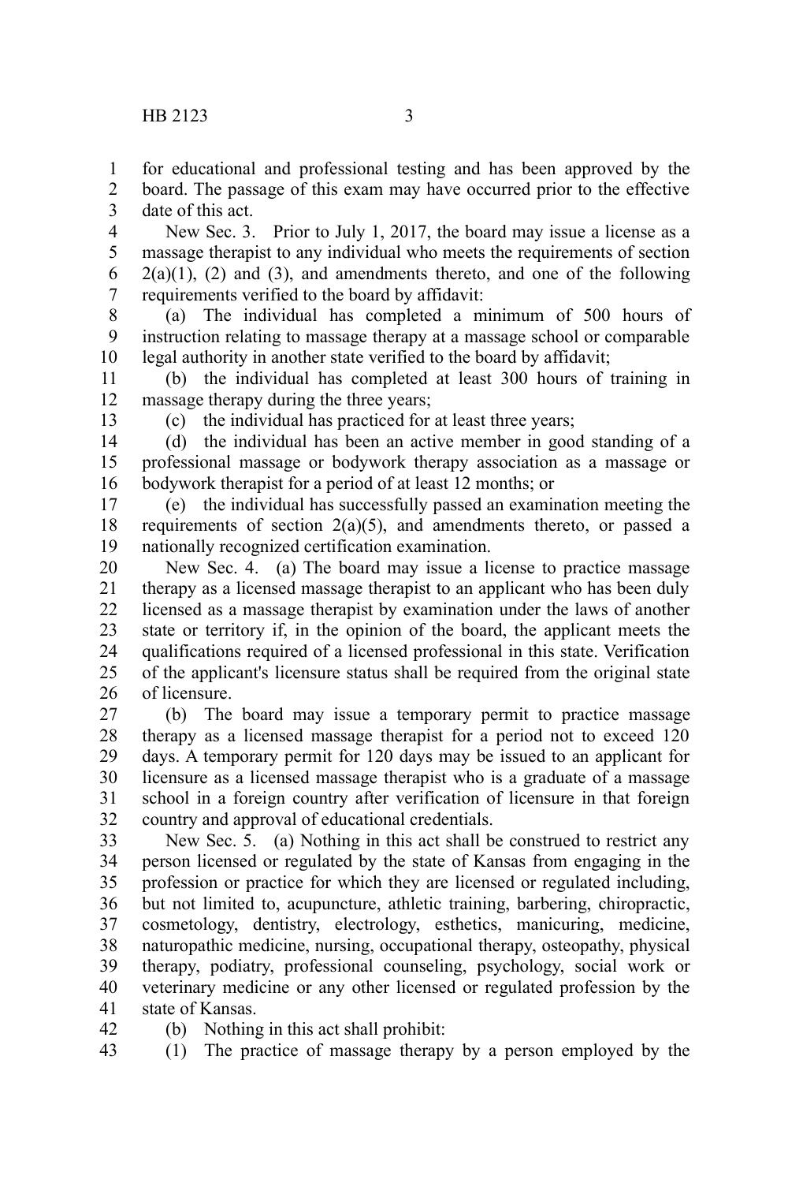for educational and professional testing and has been approved by the board. The passage of this exam may have occurred prior to the effective date of this act.

New Sec. 3. Prior to July 1, 2017, the board may issue a license as a massage therapist to any individual who meets the requirements of section 2(a)(1), (2) and (3), and amendments thereto, and one of the following requirements verified to the board by affidavit:

(a) The individual has completed a minimum of 500 hours of instruction relating to massage therapy at a massage school or comparable legal authority in another state verified to the board by affidavit;

(b) the individual has completed at least 300 hours of training in massage therapy during the three years;

(c) the individual has practiced for at least three years;

(d) the individual has been an active member in good standing of a professional massage or bodywork therapy association as a massage or bodywork therapist for a period of at least 12 months; or

(e) the individual has successfully passed an examination meeting the requirements of section 2(a)(5), and amendments thereto, or passed a nationally recognized certification examination.

New Sec. 4. (a) The board may issue a license to practice massage therapy as a licensed massage therapist to an applicant who has been duly licensed as a massage therapist by examination under the laws of another state or territory if, in the opinion of the board, the applicant meets the qualifications required of a licensed professional in this state. Verification of the applicant's licensure status shall be required from the original state of licensure.

(b) The board may issue a temporary permit to practice massage therapy as a licensed massage therapist for a period not to exceed 120 days. A temporary permit for 120 days may be issued to an applicant for licensure as a licensed massage therapist who is a graduate of a massage school in a foreign country after verification of licensure in that foreign country and approval of educational credentials.

New Sec. 5. (a) Nothing in this act shall be construed to restrict any person licensed or regulated by the state of Kansas from engaging in the profession or practice for which they are licensed or regulated including, but not limited to, acupuncture, athletic training, barbering, chiropractic, cosmetology, dentistry, electrology, esthetics, manicuring, medicine, naturopathic medicine, nursing, occupational therapy, osteopathy, physical therapy, podiatry, professional counseling, psychology, social work or veterinary medicine or any other licensed or regulated profession by the state of Kansas.

(b) Nothing in this act shall prohibit:

(1) The practice of massage therapy by a person employed by the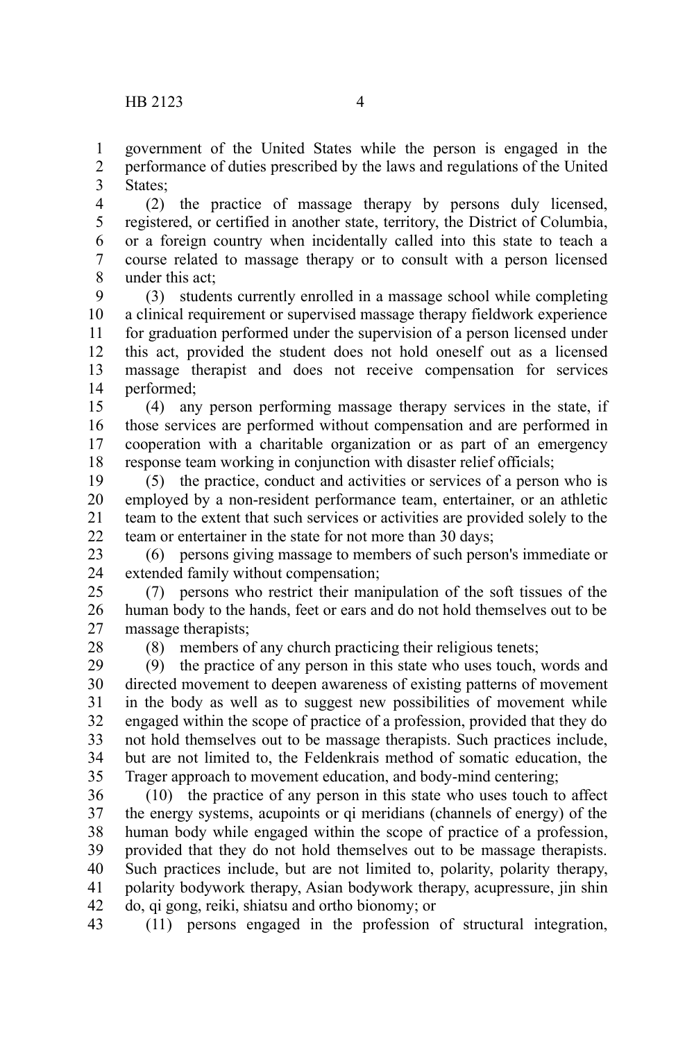government of the United States while the person is engaged in the performance of duties prescribed by the laws and regulations of the United States;

(2) the practice of massage therapy by persons duly licensed, registered, or certified in another state, territory, the District of Columbia, or a foreign country when incidentally called into this state to teach a course related to massage therapy or to consult with a person licensed under this act;

(3) students currently enrolled in a massage school while completing a clinical requirement or supervised massage therapy fieldwork experience for graduation performed under the supervision of a person licensed under this act, provided the student does not hold oneself out as a licensed massage therapist and does not receive compensation for services performed;

(4) any person performing massage therapy services in the state, if those services are performed without compensation and are performed in cooperation with a charitable organization or as part of an emergency response team working in conjunction with disaster relief officials;

(5) the practice, conduct and activities or services of a person who is employed by a non-resident performance team, entertainer, or an athletic team to the extent that such services or activities are provided solely to the team or entertainer in the state for not more than 30 days;

(6) persons giving massage to members of such person's immediate or extended family without compensation;

(7) persons who restrict their manipulation of the soft tissues of the human body to the hands, feet or ears and do not hold themselves out to be massage therapists;

(8) members of any church practicing their religious tenets;

(9) the practice of any person in this state who uses touch, words and directed movement to deepen awareness of existing patterns of movement in the body as well as to suggest new possibilities of movement while engaged within the scope of practice of a profession, provided that they do not hold themselves out to be massage therapists. Such practices include, but are not limited to, the Feldenkrais method of somatic education, the Trager approach to movement education, and body-mind centering;

(10) the practice of any person in this state who uses touch to affect the energy systems, acupoints or qi meridians (channels of energy) of the human body while engaged within the scope of practice of a profession, provided that they do not hold themselves out to be massage therapists. Such practices include, but are not limited to, polarity, polarity therapy, polarity bodywork therapy, Asian bodywork therapy, acupressure, jin shin do, qi gong, reiki, shiatsu and ortho bionomy; or

(11) persons engaged in the profession of structural integration,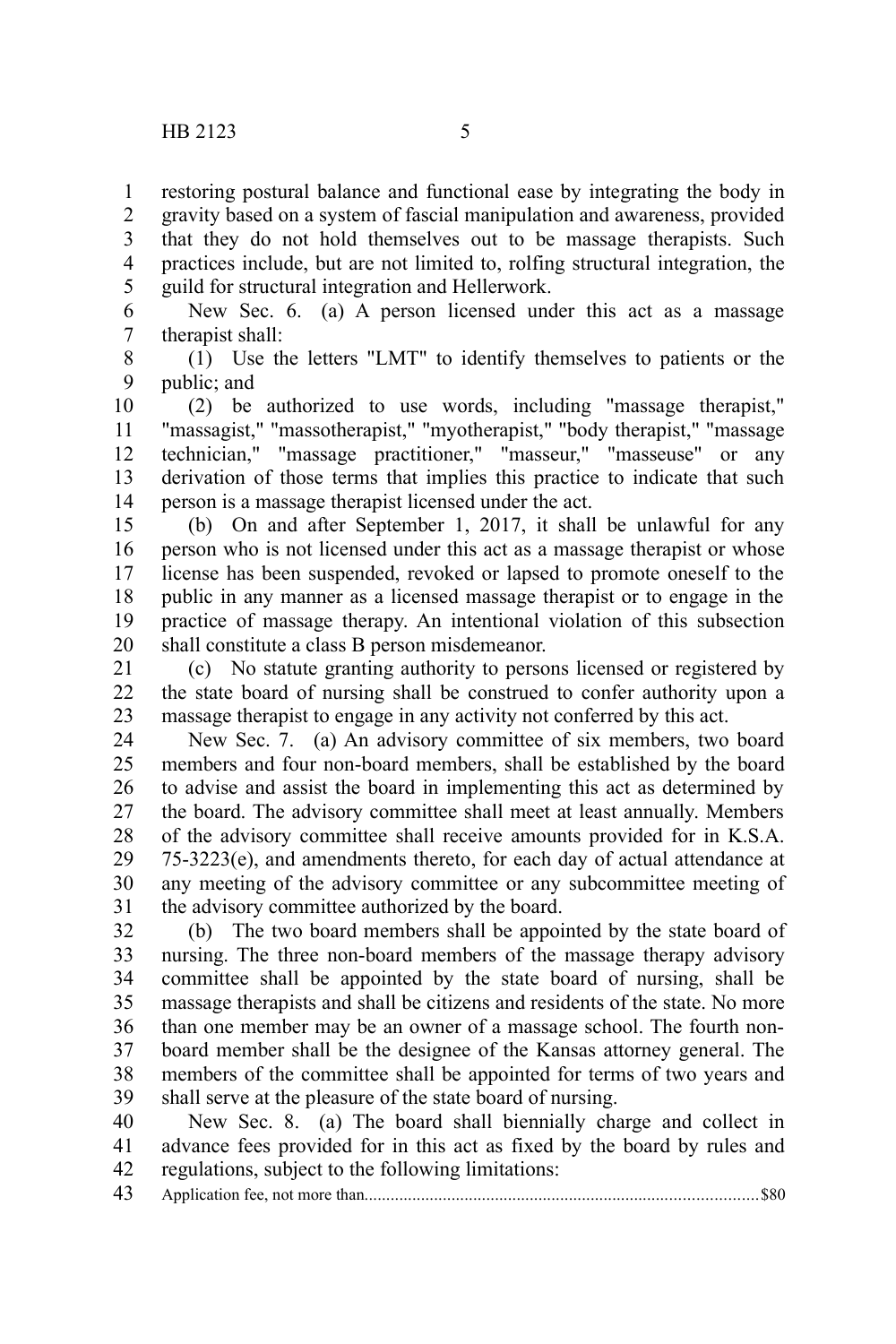restoring postural balance and functional ease by integrating the body in gravity based on a system of fascial manipulation and awareness, provided that they do not hold themselves out to be massage therapists. Such practices include, but are not limited to, rolfing structural integration, the guild for structural integration and Hellerwork.

New Sec. 6. (a) A person licensed under this act as a massage therapist shall:

(1) Use the letters "LMT" to identify themselves to patients or the public; and

(2) be authorized to use words, including "massage therapist," "massagist," "massotherapist," "myotherapist," "body therapist," "massage technician," "massage practitioner," "masseur," "masseuse" or any derivation of those terms that implies this practice to indicate that such person is a massage therapist licensed under the act.

(b) On and after September 1, 2017, it shall be unlawful for any person who is not licensed under this act as a massage therapist or whose license has been suspended, revoked or lapsed to promote oneself to the public in any manner as a licensed massage therapist or to engage in the practice of massage therapy. An intentional violation of this subsection shall constitute a class B person misdemeanor.

(c) No statute granting authority to persons licensed or registered by the state board of nursing shall be construed to confer authority upon a massage therapist to engage in any activity not conferred by this act.

New Sec. 7. (a) An advisory committee of six members, two board members and four non-board members, shall be established by the board to advise and assist the board in implementing this act as determined by the board. The advisory committee shall meet at least annually. Members of the advisory committee shall receive amounts provided for in K.S.A. 75-3223(e), and amendments thereto, for each day of actual attendance at any meeting of the advisory committee or any subcommittee meeting of the advisory committee authorized by the board.

(b) The two board members shall be appointed by the state board of nursing. The three non-board members of the massage therapy advisory committee shall be appointed by the state board of nursing, shall be massage therapists and shall be citizens and residents of the state. No more than one member may be an owner of a massage school. The fourth non-board member shall be the designee of the Kansas attorney general. The members of the committee shall be appointed for terms of two years and shall serve at the pleasure of the state board of nursing.

New Sec. 8. (a) The board shall biennially charge and collect in advance fees provided for in this act as fixed by the board by rules and regulations, subject to the following limitations:

Application fee, not more than........................................................................................$80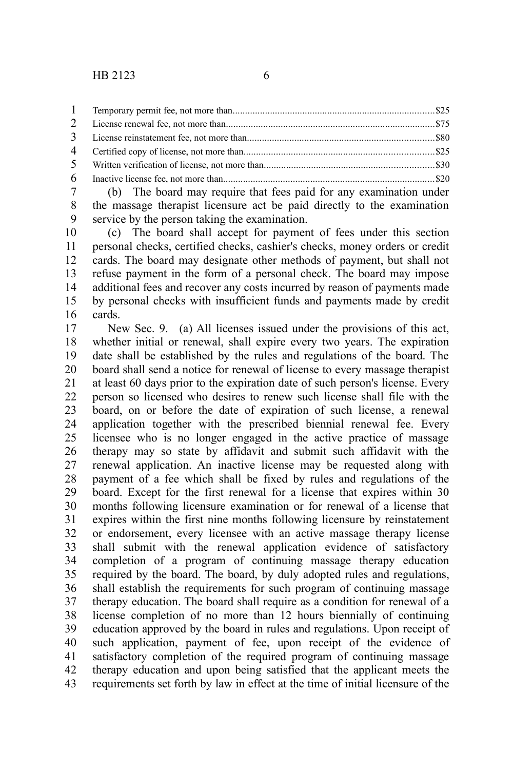Temporary permit fee, not more than...............................................................................$25
License renewal fee, not more than..................................................................................$75
License reinstatement fee, not more than.........................................................................$80
Certified copy of license, not more than...........................................................................$25
Written verification of license, not more than..................................................................$30
Inactive license fee, not more than...................................................................................$20

(b) The board may require that fees paid for any examination under the massage therapist licensure act be paid directly to the examination service by the person taking the examination.

(c) The board shall accept for payment of fees under this section personal checks, certified checks, cashier's checks, money orders or credit cards. The board may designate other methods of payment, but shall not refuse payment in the form of a personal check. The board may impose additional fees and recover any costs incurred by reason of payments made by personal checks with insufficient funds and payments made by credit cards.

New Sec. 9. (a) All licenses issued under the provisions of this act, whether initial or renewal, shall expire every two years. The expiration date shall be established by the rules and regulations of the board. The board shall send a notice for renewal of license to every massage therapist at least 60 days prior to the expiration date of such person's license. Every person so licensed who desires to renew such license shall file with the board, on or before the date of expiration of such license, a renewal application together with the prescribed biennial renewal fee. Every licensee who is no longer engaged in the active practice of massage therapy may so state by affidavit and submit such affidavit with the renewal application. An inactive license may be requested along with payment of a fee which shall be fixed by rules and regulations of the board. Except for the first renewal for a license that expires within 30 months following licensure examination or for renewal of a license that expires within the first nine months following licensure by reinstatement or endorsement, every licensee with an active massage therapy license shall submit with the renewal application evidence of satisfactory completion of a program of continuing massage therapy education required by the board. The board, by duly adopted rules and regulations, shall establish the requirements for such program of continuing massage therapy education. The board shall require as a condition for renewal of a license completion of no more than 12 hours biennially of continuing education approved by the board in rules and regulations. Upon receipt of such application, payment of fee, upon receipt of the evidence of satisfactory completion of the required program of continuing massage therapy education and upon being satisfied that the applicant meets the requirements set forth by law in effect at the time of initial licensure of the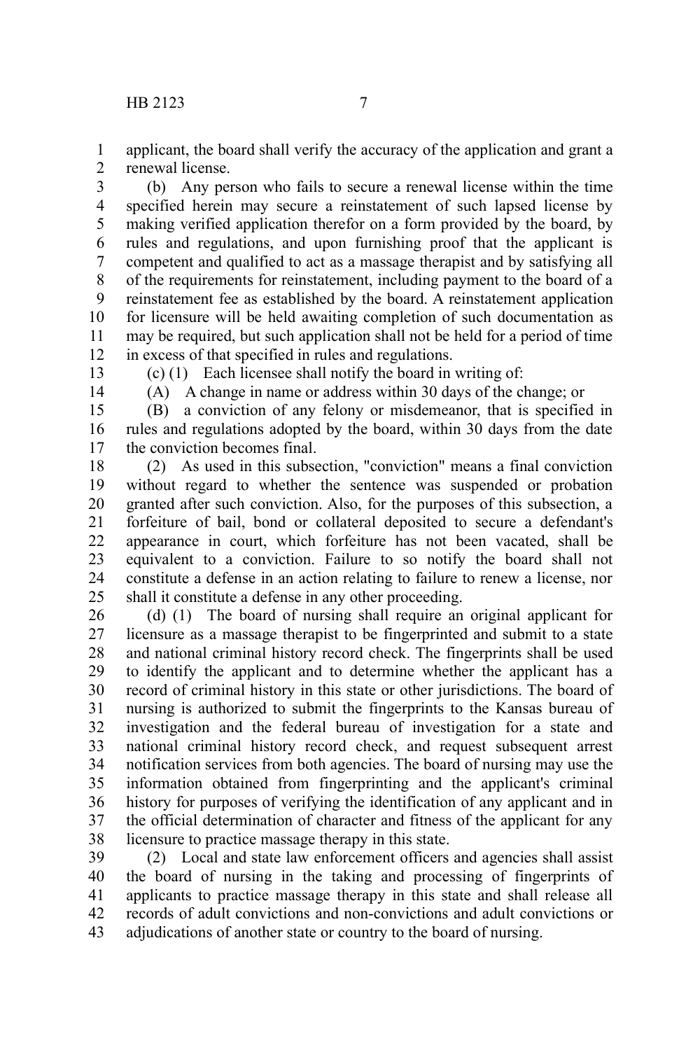applicant, the board shall verify the accuracy of the application and grant a renewal license.

(b) Any person who fails to secure a renewal license within the time specified herein may secure a reinstatement of such lapsed license by making verified application therefor on a form provided by the board, by rules and regulations, and upon furnishing proof that the applicant is competent and qualified to act as a massage therapist and by satisfying all of the requirements for reinstatement, including payment to the board of a reinstatement fee as established by the board. A reinstatement application for licensure will be held awaiting completion of such documentation as may be required, but such application shall not be held for a period of time in excess of that specified in rules and regulations.

(c) (1) Each licensee shall notify the board in writing of:

(A) A change in name or address within 30 days of the change; or

(B) a conviction of any felony or misdemeanor, that is specified in rules and regulations adopted by the board, within 30 days from the date the conviction becomes final.

(2) As used in this subsection, "conviction" means a final conviction without regard to whether the sentence was suspended or probation granted after such conviction. Also, for the purposes of this subsection, a forfeiture of bail, bond or collateral deposited to secure a defendant's appearance in court, which forfeiture has not been vacated, shall be equivalent to a conviction. Failure to so notify the board shall not constitute a defense in an action relating to failure to renew a license, nor shall it constitute a defense in any other proceeding.

(d) (1) The board of nursing shall require an original applicant for licensure as a massage therapist to be fingerprinted and submit to a state and national criminal history record check. The fingerprints shall be used to identify the applicant and to determine whether the applicant has a record of criminal history in this state or other jurisdictions. The board of nursing is authorized to submit the fingerprints to the Kansas bureau of investigation and the federal bureau of investigation for a state and national criminal history record check, and request subsequent arrest notification services from both agencies. The board of nursing may use the information obtained from fingerprinting and the applicant's criminal history for purposes of verifying the identification of any applicant and in the official determination of character and fitness of the applicant for any licensure to practice massage therapy in this state.

(2) Local and state law enforcement officers and agencies shall assist the board of nursing in the taking and processing of fingerprints of applicants to practice massage therapy in this state and shall release all records of adult convictions and non-convictions and adult convictions or adjudications of another state or country to the board of nursing.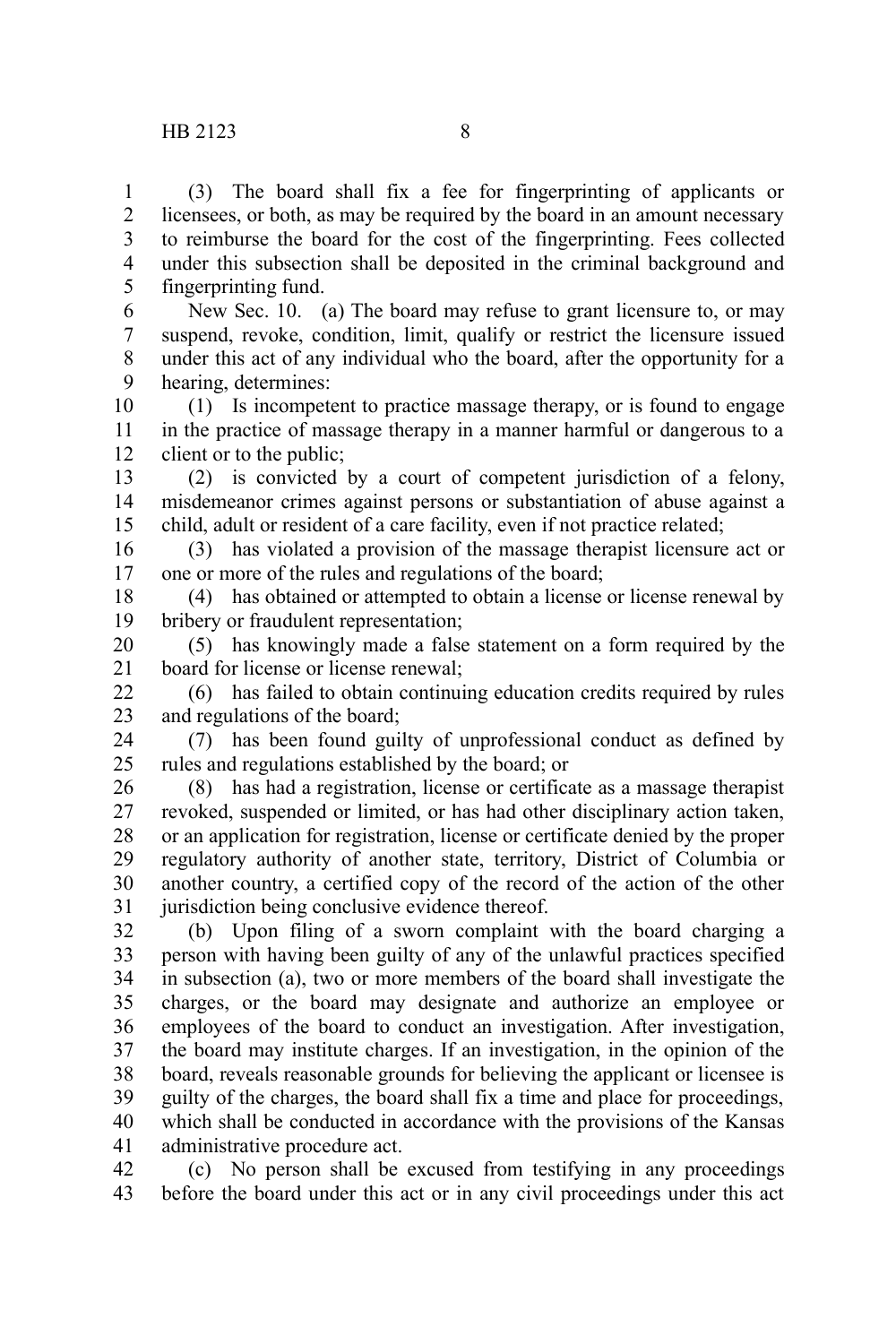(3) The board shall fix a fee for fingerprinting of applicants or licensees, or both, as may be required by the board in an amount necessary to reimburse the board for the cost of the fingerprinting. Fees collected under this subsection shall be deposited in the criminal background and fingerprinting fund.

New Sec. 10. (a) The board may refuse to grant licensure to, or may suspend, revoke, condition, limit, qualify or restrict the licensure issued under this act of any individual who the board, after the opportunity for a hearing, determines:

(1) Is incompetent to practice massage therapy, or is found to engage in the practice of massage therapy in a manner harmful or dangerous to a client or to the public;

(2) is convicted by a court of competent jurisdiction of a felony, misdemeanor crimes against persons or substantiation of abuse against a child, adult or resident of a care facility, even if not practice related;

(3) has violated a provision of the massage therapist licensure act or one or more of the rules and regulations of the board;

(4) has obtained or attempted to obtain a license or license renewal by bribery or fraudulent representation;

(5) has knowingly made a false statement on a form required by the board for license or license renewal;

(6) has failed to obtain continuing education credits required by rules and regulations of the board;

(7) has been found guilty of unprofessional conduct as defined by rules and regulations established by the board; or

(8) has had a registration, license or certificate as a massage therapist revoked, suspended or limited, or has had other disciplinary action taken, or an application for registration, license or certificate denied by the proper regulatory authority of another state, territory, District of Columbia or another country, a certified copy of the record of the action of the other jurisdiction being conclusive evidence thereof.

(b) Upon filing of a sworn complaint with the board charging a person with having been guilty of any of the unlawful practices specified in subsection (a), two or more members of the board shall investigate the charges, or the board may designate and authorize an employee or employees of the board to conduct an investigation. After investigation, the board may institute charges. If an investigation, in the opinion of the board, reveals reasonable grounds for believing the applicant or licensee is guilty of the charges, the board shall fix a time and place for proceedings, which shall be conducted in accordance with the provisions of the Kansas administrative procedure act.

(c) No person shall be excused from testifying in any proceedings before the board under this act or in any civil proceedings under this act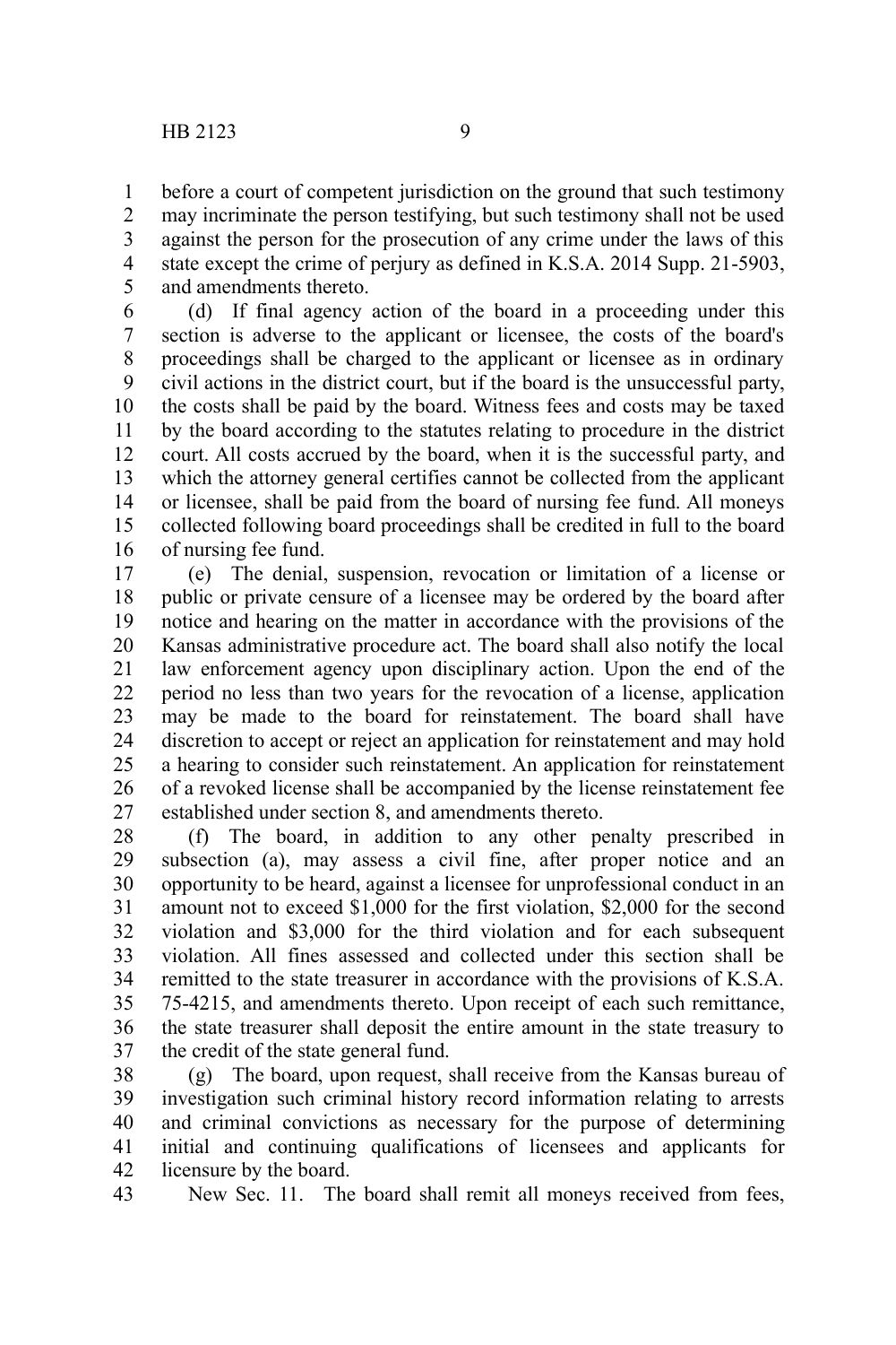before a court of competent jurisdiction on the ground that such testimony may incriminate the person testifying, but such testimony shall not be used against the person for the prosecution of any crime under the laws of this state except the crime of perjury as defined in K.S.A. 2014 Supp. 21-5903, and amendments thereto.

(d) If final agency action of the board in a proceeding under this section is adverse to the applicant or licensee, the costs of the board's proceedings shall be charged to the applicant or licensee as in ordinary civil actions in the district court, but if the board is the unsuccessful party, the costs shall be paid by the board. Witness fees and costs may be taxed by the board according to the statutes relating to procedure in the district court. All costs accrued by the board, when it is the successful party, and which the attorney general certifies cannot be collected from the applicant or licensee, shall be paid from the board of nursing fee fund. All moneys collected following board proceedings shall be credited in full to the board of nursing fee fund.

(e) The denial, suspension, revocation or limitation of a license or public or private censure of a licensee may be ordered by the board after notice and hearing on the matter in accordance with the provisions of the Kansas administrative procedure act. The board shall also notify the local law enforcement agency upon disciplinary action. Upon the end of the period no less than two years for the revocation of a license, application may be made to the board for reinstatement. The board shall have discretion to accept or reject an application for reinstatement and may hold a hearing to consider such reinstatement. An application for reinstatement of a revoked license shall be accompanied by the license reinstatement fee established under section 8, and amendments thereto.

(f) The board, in addition to any other penalty prescribed in subsection (a), may assess a civil fine, after proper notice and an opportunity to be heard, against a licensee for unprofessional conduct in an amount not to exceed $1,000 for the first violation, $2,000 for the second violation and $3,000 for the third violation and for each subsequent violation. All fines assessed and collected under this section shall be remitted to the state treasurer in accordance with the provisions of K.S.A. 75-4215, and amendments thereto. Upon receipt of each such remittance, the state treasurer shall deposit the entire amount in the state treasury to the credit of the state general fund.

(g) The board, upon request, shall receive from the Kansas bureau of investigation such criminal history record information relating to arrests and criminal convictions as necessary for the purpose of determining initial and continuing qualifications of licensees and applicants for licensure by the board.

New Sec. 11. The board shall remit all moneys received from fees,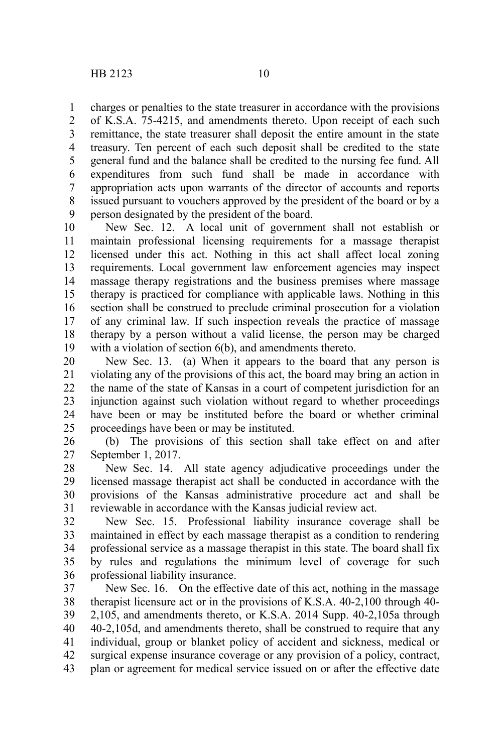charges or penalties to the state treasurer in accordance with the provisions of K.S.A. 75-4215, and amendments thereto. Upon receipt of each such remittance, the state treasurer shall deposit the entire amount in the state treasury. Ten percent of each such deposit shall be credited to the state general fund and the balance shall be credited to the nursing fee fund. All expenditures from such fund shall be made in accordance with appropriation acts upon warrants of the director of accounts and reports issued pursuant to vouchers approved by the president of the board or by a person designated by the president of the board.

New Sec. 12. A local unit of government shall not establish or maintain professional licensing requirements for a massage therapist licensed under this act. Nothing in this act shall affect local zoning requirements. Local government law enforcement agencies may inspect massage therapy registrations and the business premises where massage therapy is practiced for compliance with applicable laws. Nothing in this section shall be construed to preclude criminal prosecution for a violation of any criminal law. If such inspection reveals the practice of massage therapy by a person without a valid license, the person may be charged with a violation of section 6(b), and amendments thereto.

New Sec. 13. (a) When it appears to the board that any person is violating any of the provisions of this act, the board may bring an action in the name of the state of Kansas in a court of competent jurisdiction for an injunction against such violation without regard to whether proceedings have been or may be instituted before the board or whether criminal proceedings have been or may be instituted.

(b) The provisions of this section shall take effect on and after September 1, 2017.

New Sec. 14. All state agency adjudicative proceedings under the licensed massage therapist act shall be conducted in accordance with the provisions of the Kansas administrative procedure act and shall be reviewable in accordance with the Kansas judicial review act.

New Sec. 15. Professional liability insurance coverage shall be maintained in effect by each massage therapist as a condition to rendering professional service as a massage therapist in this state. The board shall fix by rules and regulations the minimum level of coverage for such professional liability insurance.

New Sec. 16. On the effective date of this act, nothing in the massage therapist licensure act or in the provisions of K.S.A. 40-2,100 through 40-2,105, and amendments thereto, or K.S.A. 2014 Supp. 40-2,105a through 40-2,105d, and amendments thereto, shall be construed to require that any individual, group or blanket policy of accident and sickness, medical or surgical expense insurance coverage or any provision of a policy, contract, plan or agreement for medical service issued on or after the effective date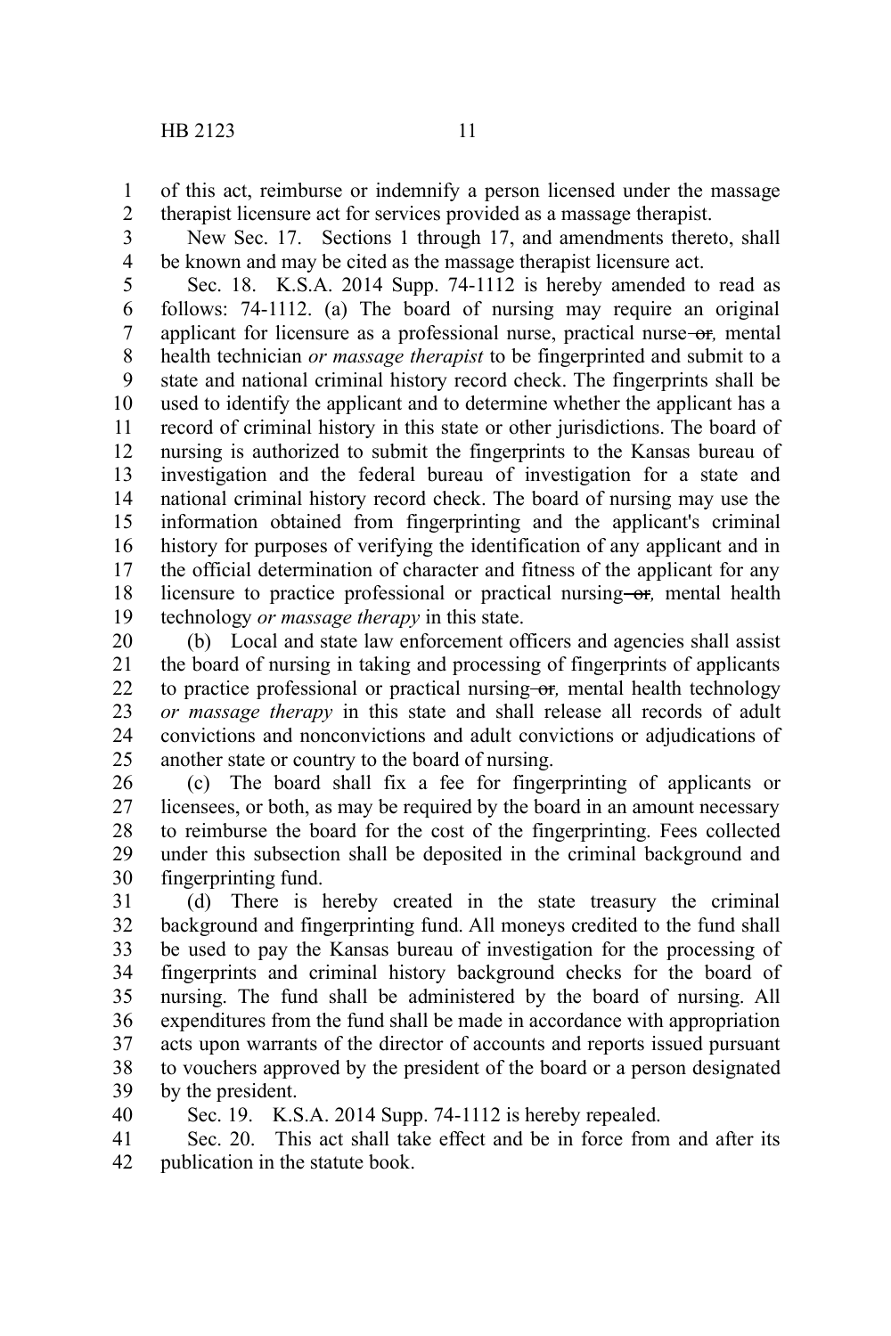of this act, reimburse or indemnify a person licensed under the massage therapist licensure act for services provided as a massage therapist.

New Sec. 17. Sections 1 through 17, and amendments thereto, shall be known and may be cited as the massage therapist licensure act.

Sec. 18. K.S.A. 2014 Supp. 74-1112 is hereby amended to read as follows: 74-1112. (a) The board of nursing may require an original applicant for licensure as a professional nurse, practical nurse ~~or~~*,* mental health technician *or massage therapist* to be fingerprinted and submit to a state and national criminal history record check. The fingerprints shall be used to identify the applicant and to determine whether the applicant has a record of criminal history in this state or other jurisdictions. The board of nursing is authorized to submit the fingerprints to the Kansas bureau of investigation and the federal bureau of investigation for a state and national criminal history record check. The board of nursing may use the information obtained from fingerprinting and the applicant's criminal history for purposes of verifying the identification of any applicant and in the official determination of character and fitness of the applicant for any licensure to practice professional or practical nursing ~~or~~*,* mental health technology *or massage therapy* in this state.

(b) Local and state law enforcement officers and agencies shall assist the board of nursing in taking and processing of fingerprints of applicants to practice professional or practical nursing ~~or~~*,* mental health technology *or massage therapy* in this state and shall release all records of adult convictions and nonconvictions and adult convictions or adjudications of another state or country to the board of nursing.

(c) The board shall fix a fee for fingerprinting of applicants or licensees, or both, as may be required by the board in an amount necessary to reimburse the board for the cost of the fingerprinting. Fees collected under this subsection shall be deposited in the criminal background and fingerprinting fund.

(d) There is hereby created in the state treasury the criminal background and fingerprinting fund. All moneys credited to the fund shall be used to pay the Kansas bureau of investigation for the processing of fingerprints and criminal history background checks for the board of nursing. The fund shall be administered by the board of nursing. All expenditures from the fund shall be made in accordance with appropriation acts upon warrants of the director of accounts and reports issued pursuant to vouchers approved by the president of the board or a person designated by the president.

Sec. 19. K.S.A. 2014 Supp. 74-1112 is hereby repealed.

Sec. 20. This act shall take effect and be in force from and after its publication in the statute book.